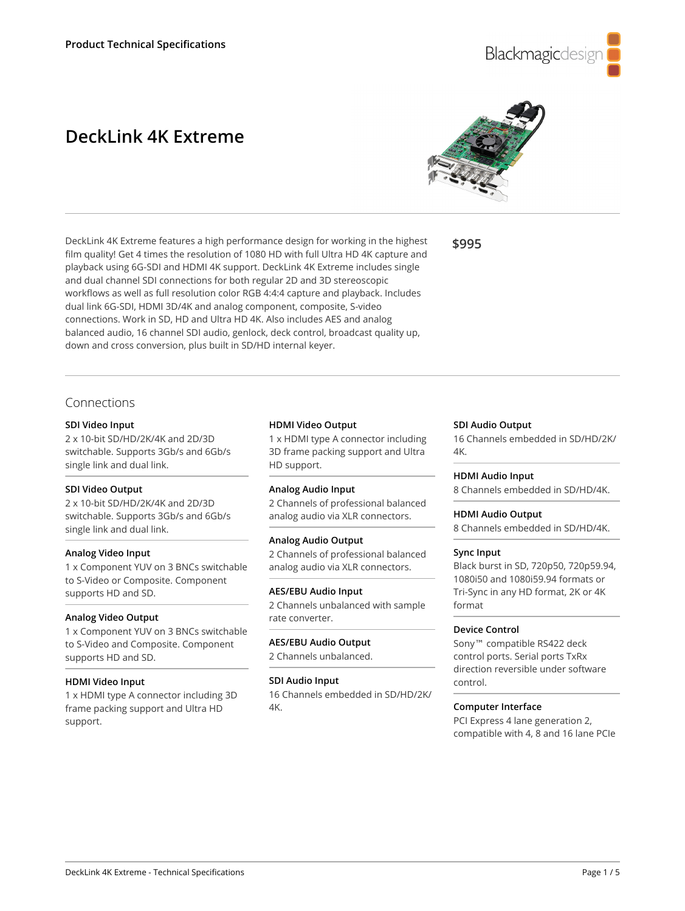Product Technical Specifications

# DeckLink 4K Extreme

DeckLink 4K Extreme features a high performance design for working in the highest film quality! Get 4 times the resolution of 1080 HD with full Ultra HD 4K capture and playback using 6G-SDI and HDMI 4K support. DeckLink 4K Extreme includes single and dual channel SDI connections for both regular 2D and 3D stereoscopic workflows as well as full resolution color RGB 4:4:4 capture and playback. Includes dual link 6G-SDI, HDMI 3D/4K and analog component, composite, S-video connections. Work in SD, HD and Ultra HD 4K. Also includes AES and analog balanced audio, 16 channel SDI audio, genlock, deck control, broadcast quality up, down and cross conversion, plus built in SD/HD internal keyer.

**$995**

## Connections

**SDI Video Input**
2 x 10-bit SD/HD/2K/4K and 2D/3D switchable. Supports 3Gb/s and 6Gb/s single link and dual link.

**SDI Video Output**
2 x 10-bit SD/HD/2K/4K and 2D/3D switchable. Supports 3Gb/s and 6Gb/s single link and dual link.

**Analog Video Input**
1 x Component YUV on 3 BNCs switchable to S-Video or Composite. Component supports HD and SD.

**Analog Video Output**
1 x Component YUV on 3 BNCs switchable to S-Video and Composite. Component supports HD and SD.

**HDMI Video Input**
1 x HDMI type A connector including 3D frame packing support and Ultra HD support.

**HDMI Video Output**
1 x HDMI type A connector including 3D frame packing support and Ultra HD support.

**Analog Audio Input**
2 Channels of professional balanced analog audio via XLR connectors.

**Analog Audio Output**
2 Channels of professional balanced analog audio via XLR connectors.

**AES/EBU Audio Input**
2 Channels unbalanced with sample rate converter.

**AES/EBU Audio Output**
2 Channels unbalanced.

**SDI Audio Input**
16 Channels embedded in SD/HD/2K/4K.

**SDI Audio Output**
16 Channels embedded in SD/HD/2K/4K.

**HDMI Audio Input**
8 Channels embedded in SD/HD/4K.

**HDMI Audio Output**
8 Channels embedded in SD/HD/4K.

**Sync Input**
Black burst in SD, 720p50, 720p59.94, 1080i50 and 1080i59.94 formats or Tri-Sync in any HD format, 2K or 4K format

**Device Control**
Sony™ compatible RS422 deck control ports. Serial ports TxRx direction reversible under software control.

**Computer Interface**
PCI Express 4 lane generation 2, compatible with 4, 8 and 16 lane PCIe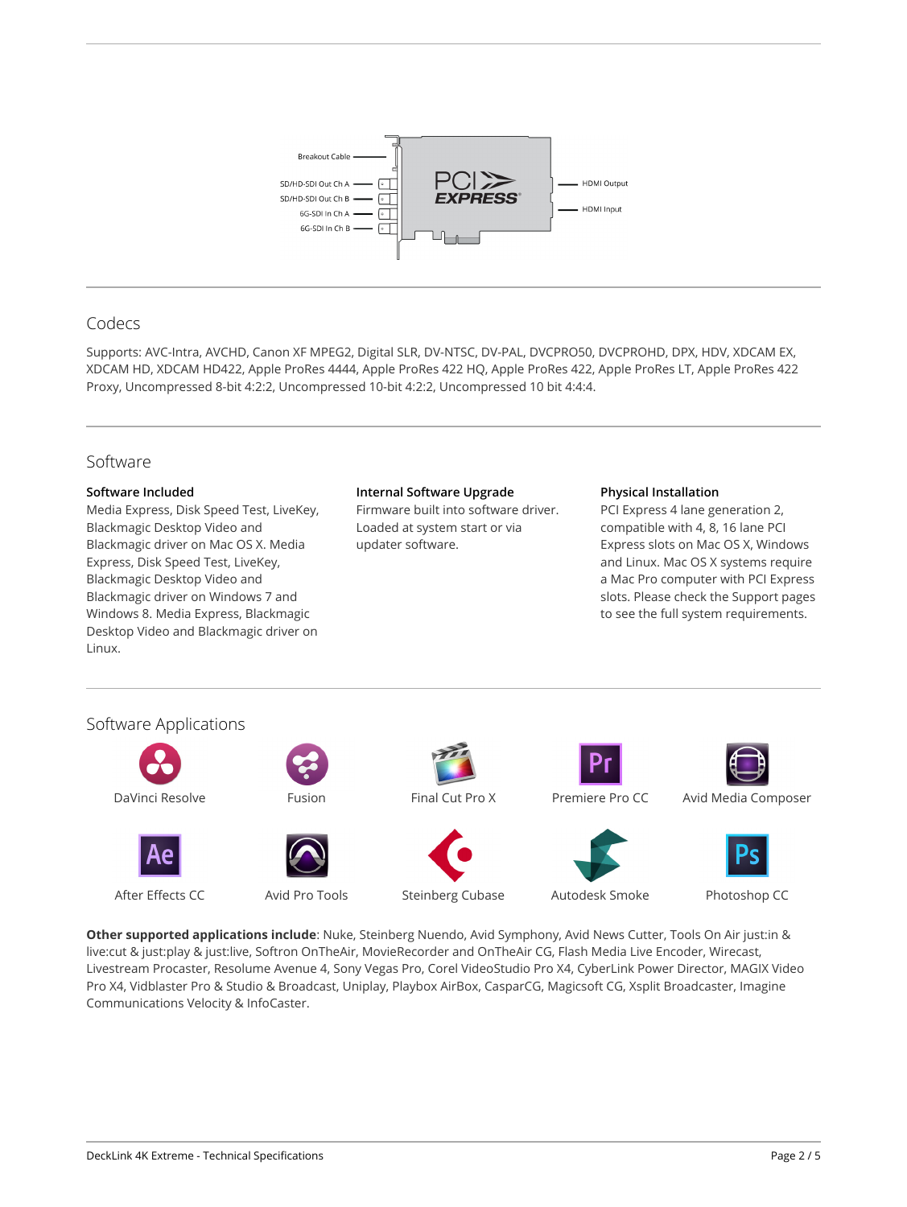Breakout Cable

SD/HD-SDI Out Ch A

SD/HD-SDI Out Ch B

6G-SDI In Ch A

6G-SDI In Ch B

HDMI Output

HDMI Input

## Codecs

Supports: AVC-Intra, AVCHD, Canon XF MPEG2, Digital SLR, DV-NTSC, DV-PAL, DVCPRO50, DVCPROHD, DPX, HDV, XDCAM EX, XDCAM HD, XDCAM HD422, Apple ProRes 4444, Apple ProRes 422 HQ, Apple ProRes 422, Apple ProRes LT, Apple ProRes 422 Proxy, Uncompressed 8-bit 4:2:2, Uncompressed 10-bit 4:2:2, Uncompressed 10 bit 4:4:4.

## Software

**Software Included**

Media Express, Disk Speed Test, LiveKey, Blackmagic Desktop Video and Blackmagic driver on Mac OS X. Media Express, Disk Speed Test, LiveKey, Blackmagic Desktop Video and Blackmagic driver on Windows 7 and Windows 8. Media Express, Blackmagic Desktop Video and Blackmagic driver on Linux.

**Internal Software Upgrade**

Firmware built into software driver. Loaded at system start or via updater software.

**Physical Installation**

PCI Express 4 lane generation 2, compatible with 4, 8, 16 lane PCI Express slots on Mac OS X, Windows and Linux. Mac OS X systems require a Mac Pro computer with PCI Express slots. Please check the Support pages to see the full system requirements.

## Software Applications

DaVinci Resolve

Fusion

Final Cut Pro X

Premiere Pro CC

Avid Media Composer

After Effects CC

Avid Pro Tools

Steinberg Cubase

Autodesk Smoke

Photoshop CC

**Other supported applications include**: Nuke, Steinberg Nuendo, Avid Symphony, Avid News Cutter, Tools On Air just:in & live:cut & just:play & just:live, Softron OnTheAir, MovieRecorder and OnTheAir CG, Flash Media Live Encoder, Wirecast, Livestream Procaster, Resolume Avenue 4, Sony Vegas Pro, Corel VideoStudio Pro X4, CyberLink Power Director, MAGIX Video Pro X4, Vidblaster Pro & Studio & Broadcast, Uniplay, Playbox AirBox, CasparCG, Magicsoft CG, Xsplit Broadcaster, Imagine Communications Velocity & InfoCaster.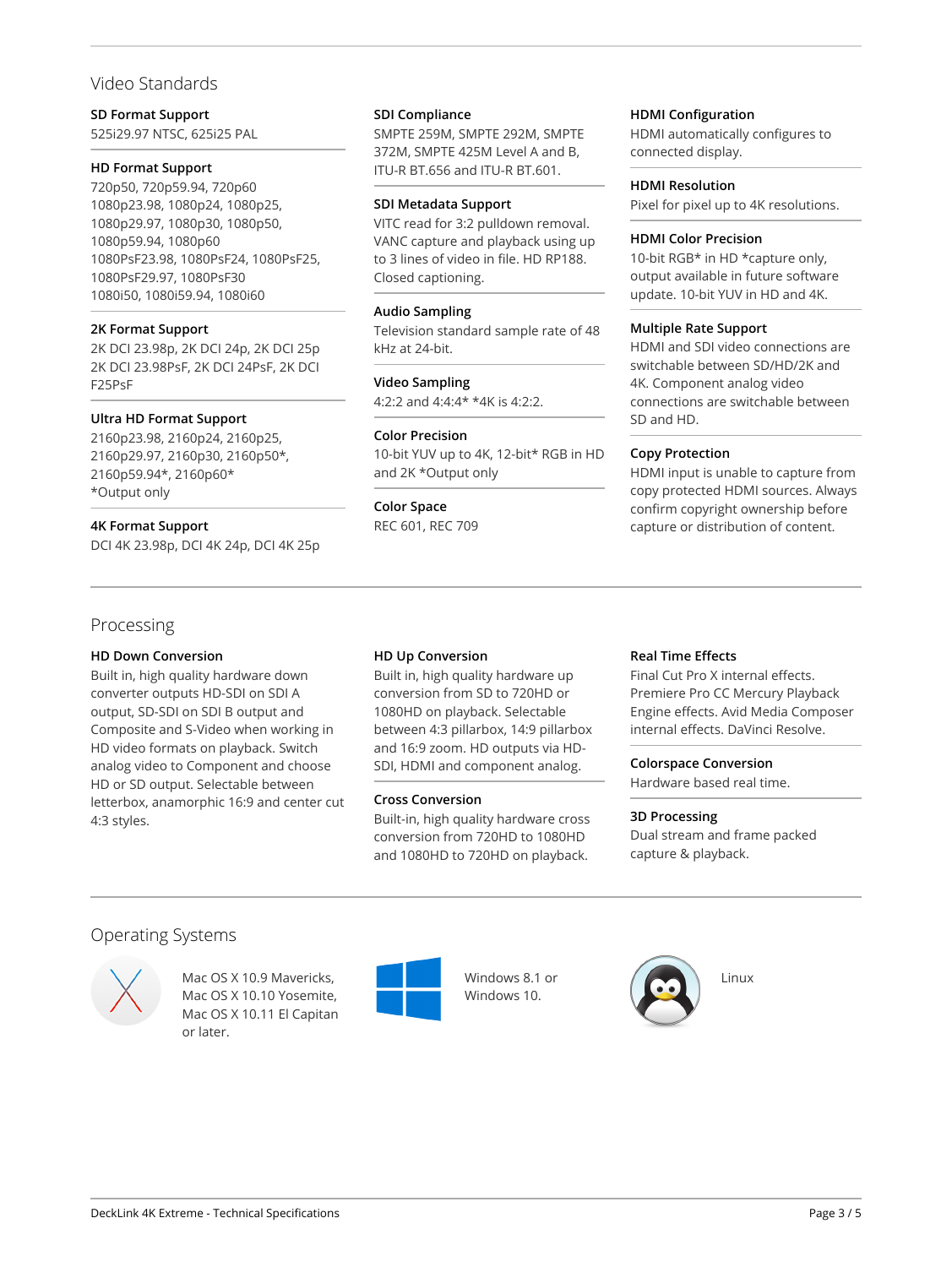## Video Standards

### SD Format Support
525i29.97 NTSC, 625i25 PAL

### HD Format Support
720p50, 720p59.94, 720p60
1080p23.98, 1080p24, 1080p25, 1080p29.97, 1080p30, 1080p50, 1080p59.94, 1080p60
1080PsF23.98, 1080PsF24, 1080PsF25, 1080PsF29.97, 1080PsF30
1080i50, 1080i59.94, 1080i60

### 2K Format Support
2K DCI 23.98p, 2K DCI 24p, 2K DCI 25p
2K DCI 23.98PsF, 2K DCI 24PsF, 2K DCI F25PsF

### Ultra HD Format Support
2160p23.98, 2160p24, 2160p25, 2160p29.97, 2160p30, 2160p50*, 2160p59.94*, 2160p60*
*Output only

### 4K Format Support
DCI 4K 23.98p, DCI 4K 24p, DCI 4K 25p

### SDI Compliance
SMPTE 259M, SMPTE 292M, SMPTE 372M, SMPTE 425M Level A and B, ITU-R BT.656 and ITU-R BT.601.

### SDI Metadata Support
VITC read for 3:2 pulldown removal. VANC capture and playback using up to 3 lines of video in file. HD RP188. Closed captioning.

### Audio Sampling
Television standard sample rate of 48 kHz at 24-bit.

### Video Sampling
4:2:2 and 4:4:4* *4K is 4:2:2.

### Color Precision
10-bit YUV up to 4K, 12-bit* RGB in HD and 2K *Output only

### Color Space
REC 601, REC 709

### HDMI Configuration
HDMI automatically configures to connected display.

### HDMI Resolution
Pixel for pixel up to 4K resolutions.

### HDMI Color Precision
10-bit RGB* in HD *capture only, output available in future software update. 10-bit YUV in HD and 4K.

### Multiple Rate Support
HDMI and SDI video connections are switchable between SD/HD/2K and 4K. Component analog video connections are switchable between SD and HD.

### Copy Protection
HDMI input is unable to capture from copy protected HDMI sources. Always confirm copyright ownership before capture or distribution of content.

## Processing

### HD Down Conversion
Built in, high quality hardware down converter outputs HD-SDI on SDI A output, SD-SDI on SDI B output and Composite and S-Video when working in HD video formats on playback. Switch analog video to Component and choose HD or SD output. Selectable between letterbox, anamorphic 16:9 and center cut 4:3 styles.

### HD Up Conversion
Built in, high quality hardware up conversion from SD to 720HD or 1080HD on playback. Selectable between 4:3 pillarbox, 14:9 pillarbox and 16:9 zoom. HD outputs via HD-SDI, HDMI and component analog.

### Cross Conversion
Built-in, high quality hardware cross conversion from 720HD to 1080HD and 1080HD to 720HD on playback.

### Real Time Effects
Final Cut Pro X internal effects. Premiere Pro CC Mercury Playback Engine effects. Avid Media Composer internal effects. DaVinci Resolve.

### Colorspace Conversion
Hardware based real time.

### 3D Processing
Dual stream and frame packed capture & playback.

## Operating Systems

Mac OS X 10.9 Mavericks, Mac OS X 10.10 Yosemite, Mac OS X 10.11 El Capitan or later.

Windows 8.1 or Windows 10.

Linux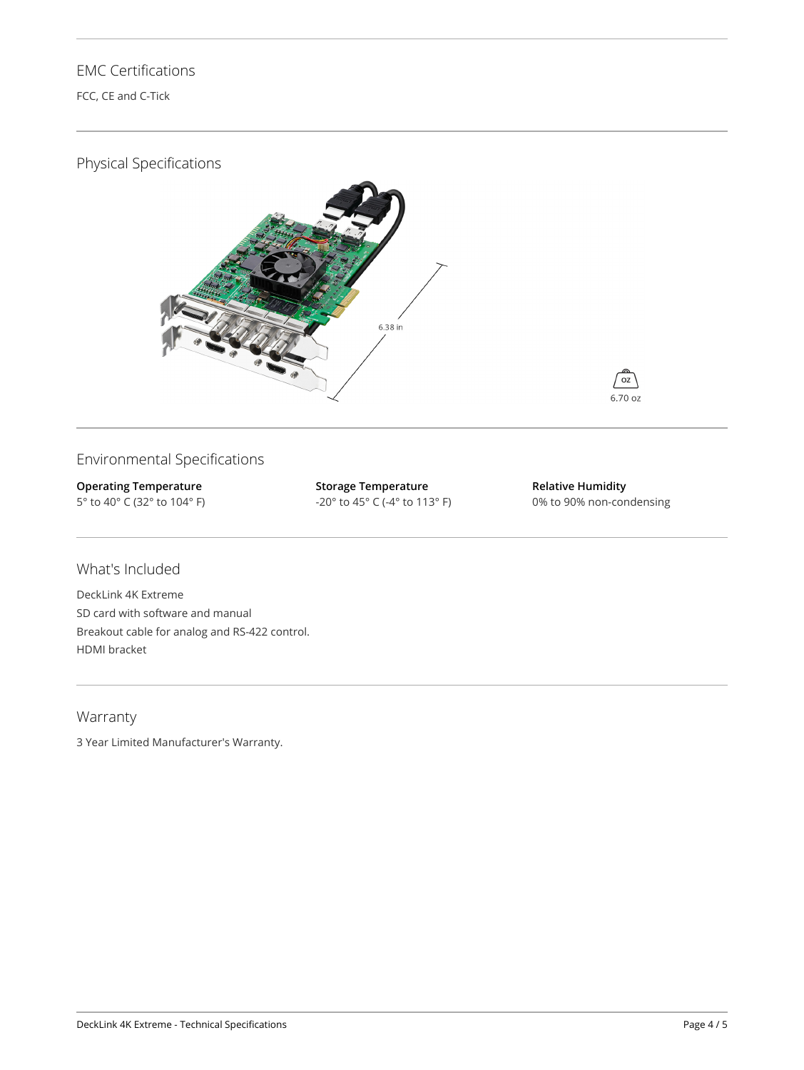## EMC Certifications

FCC, CE and C-Tick

## Physical Specifications

6.38 in

6.70 oz

## Environmental Specifications

**Operating Temperature**
5° to 40° C (32° to 104° F)

**Storage Temperature**
-20° to 45° C (-4° to 113° F)

**Relative Humidity**
0% to 90% non-condensing

## What's Included

DeckLink 4K Extreme
SD card with software and manual
Breakout cable for analog and RS-422 control.
HDMI bracket

## Warranty

3 Year Limited Manufacturer's Warranty.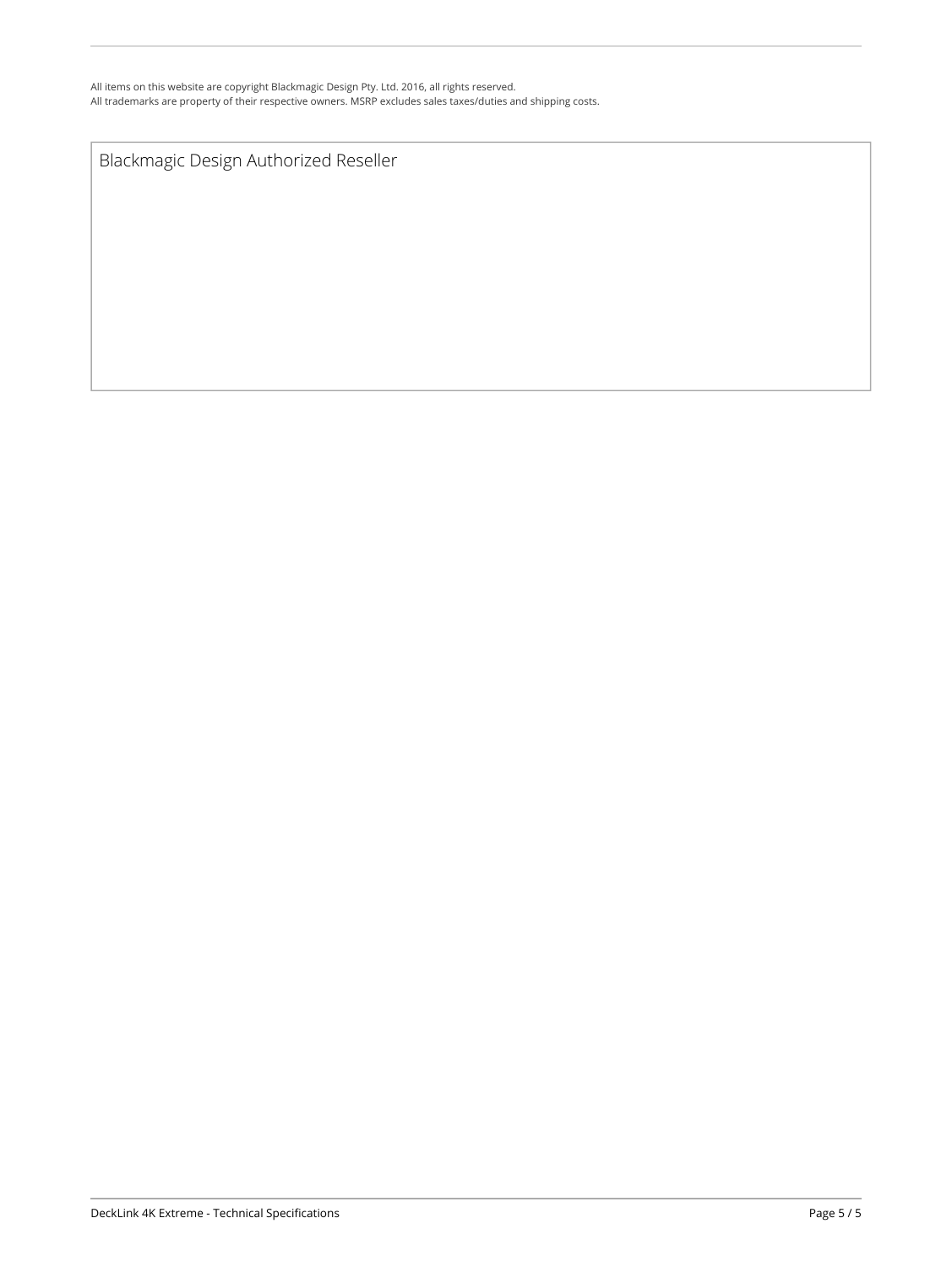All items on this website are copyright Blackmagic Design Pty. Ltd. 2016, all rights reserved.
All trademarks are property of their respective owners. MSRP excludes sales taxes/duties and shipping costs.

Blackmagic Design Authorized Reseller